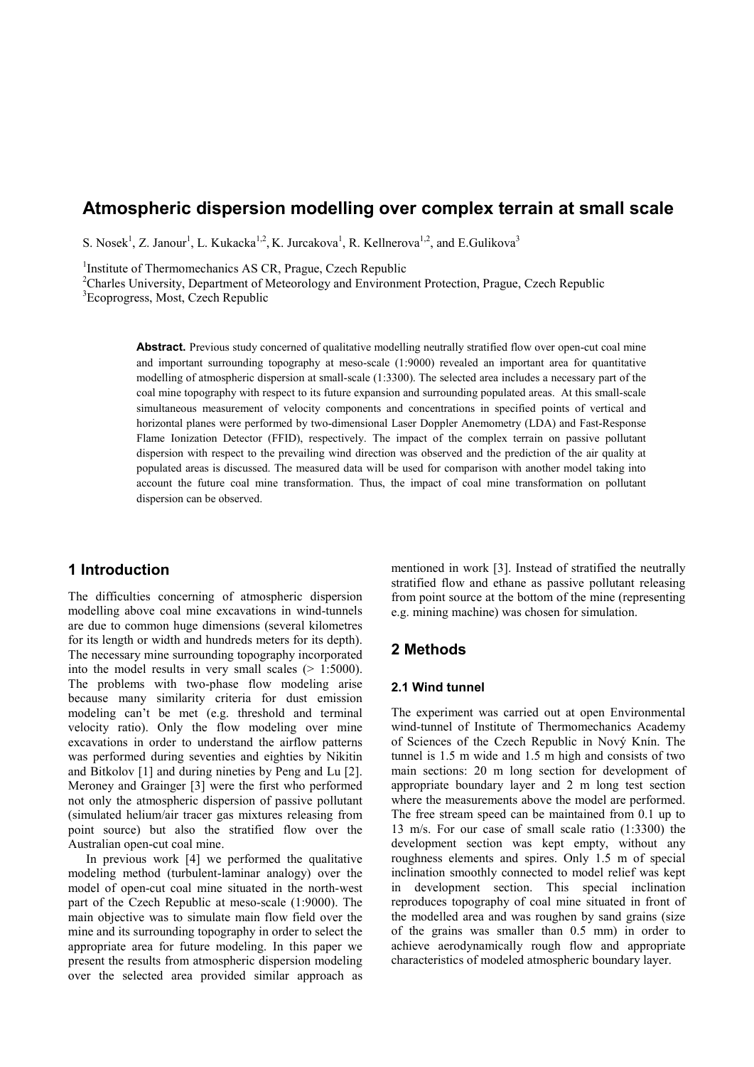# Atmospheric dispersion modelling over complex terrain at small scale

S. Nosek[1], Z. Janour[1], L. Kukacka[1,2], K. Jurcakova[1], R. Kellnerova[1,2], and E.Gulikova[3]

[1]Institute of Thermomechanics AS CR, Prague, Czech Republic

[2]Charles University, Department of Meteorology and Environment Protection, Prague, Czech Republic

[3]Ecoprogress, Most, Czech Republic

**Abstract.** Previous study concerned of qualitative modelling neutrally stratified flow over open-cut coal mine and important surrounding topography at meso-scale (1:9000) revealed an important area for quantitative modelling of atmospheric dispersion at small-scale (1:3300). The selected area includes a necessary part of the coal mine topography with respect to its future expansion and surrounding populated areas. At this small-scale simultaneous measurement of velocity components and concentrations in specified points of vertical and horizontal planes were performed by two-dimensional Laser Doppler Anemometry (LDA) and Fast-Response Flame Ionization Detector (FFID), respectively. The impact of the complex terrain on passive pollutant dispersion with respect to the prevailing wind direction was observed and the prediction of the air quality at populated areas is discussed. The measured data will be used for comparison with another model taking into account the future coal mine transformation. Thus, the impact of coal mine transformation on pollutant dispersion can be observed.

## 1 Introduction

The difficulties concerning of atmospheric dispersion modelling above coal mine excavations in wind-tunnels are due to common huge dimensions (several kilometres for its length or width and hundreds meters for its depth). The necessary mine surrounding topography incorporated into the model results in very small scales (> 1:5000). The problems with two-phase flow modeling arise because many similarity criteria for dust emission modeling can't be met (e.g. threshold and terminal velocity ratio). Only the flow modeling over mine excavations in order to understand the airflow patterns was performed during seventies and eighties by Nikitin and Bitkolov [1] and during nineties by Peng and Lu [2]. Meroney and Grainger [3] were the first who performed not only the atmospheric dispersion of passive pollutant (simulated helium/air tracer gas mixtures releasing from point source) but also the stratified flow over the Australian open-cut coal mine.

In previous work [4] we performed the qualitative modeling method (turbulent-laminar analogy) over the model of open-cut coal mine situated in the north-west part of the Czech Republic at meso-scale (1:9000). The main objective was to simulate main flow field over the mine and its surrounding topography in order to select the appropriate area for future modeling. In this paper we present the results from atmospheric dispersion modeling over the selected area provided similar approach as mentioned in work [3]. Instead of stratified the neutrally stratified flow and ethane as passive pollutant releasing from point source at the bottom of the mine (representing e.g. mining machine) was chosen for simulation.

## 2 Methods

### 2.1 Wind tunnel

The experiment was carried out at open Environmental wind-tunnel of Institute of Thermomechanics Academy of Sciences of the Czech Republic in Nový Knín. The tunnel is 1.5 m wide and 1.5 m high and consists of two main sections: 20 m long section for development of appropriate boundary layer and 2 m long test section where the measurements above the model are performed. The free stream speed can be maintained from 0.1 up to 13 m/s. For our case of small scale ratio (1:3300) the development section was kept empty, without any roughness elements and spires. Only 1.5 m of special inclination smoothly connected to model relief was kept in development section. This special inclination reproduces topography of coal mine situated in front of the modelled area and was roughen by sand grains (size of the grains was smaller than 0.5 mm) in order to achieve aerodynamically rough flow and appropriate characteristics of modeled atmospheric boundary layer.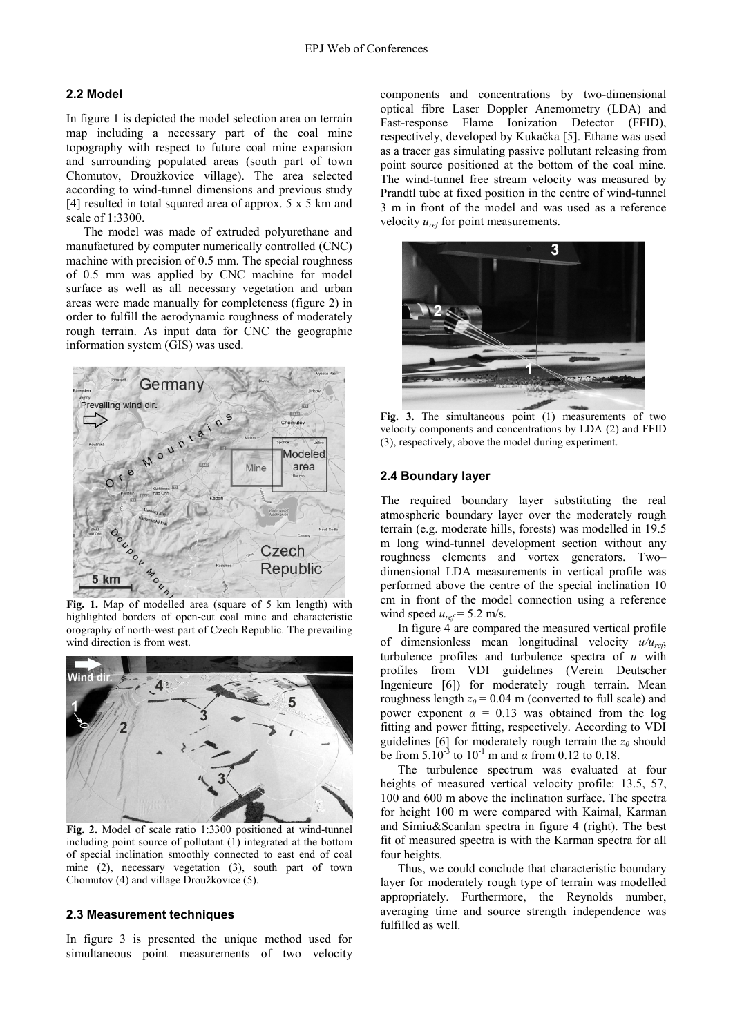### 2.2 Model

In figure 1 is depicted the model selection area on terrain map including a necessary part of the coal mine topography with respect to future coal mine expansion and surrounding populated areas (south part of town Chomutov, Droužkovice village). The area selected according to wind-tunnel dimensions and previous study [4] resulted in total squared area of approx. 5 x 5 km and scale of 1:3300.

The model was made of extruded polyurethane and manufactured by computer numerically controlled (CNC) machine with precision of 0.5 mm. The special roughness of 0.5 mm was applied by CNC machine for model surface as well as all necessary vegetation and urban areas were made manually for completeness (figure 2) in order to fulfill the aerodynamic roughness of moderately rough terrain. As input data for CNC the geographic information system (GIS) was used.

**Fig. 1.** Map of modelled area (square of 5 km length) with highlighted borders of open-cut coal mine and characteristic orography of north-west part of Czech Republic. The prevailing wind direction is from west.

**Fig. 2.** Model of scale ratio 1:3300 positioned at wind-tunnel including point source of pollutant (1) integrated at the bottom of special inclination smoothly connected to east end of coal mine (2), necessary vegetation (3), south part of town Chomutov (4) and village Droužkovice (5).

### 2.3 Measurement techniques

In figure 3 is presented the unique method used for simultaneous point measurements of two velocity components and concentrations by two-dimensional optical fibre Laser Doppler Anemometry (LDA) and Fast-response Flame Ionization Detector (FFID), respectively, developed by Kukačka [5]. Ethane was used as a tracer gas simulating passive pollutant releasing from point source positioned at the bottom of the coal mine. The wind-tunnel free stream velocity was measured by Prandtl tube at fixed position in the centre of wind-tunnel 3 m in front of the model and was used as a reference velocity $u_{ref}$ for point measurements.

**Fig. 3.** The simultaneous point (1) measurements of two velocity components and concentrations by LDA (2) and FFID (3), respectively, above the model during experiment.

### 2.4 Boundary layer

The required boundary layer substituting the real atmospheric boundary layer over the moderately rough terrain (e.g. moderate hills, forests) was modelled in 19.5 m long wind-tunnel development section without any roughness elements and vortex generators. Two–dimensional LDA measurements in vertical profile was performed above the centre of the special inclination 10 cm in front of the model connection using a reference wind speed $u_{ref}$ = 5.2 m/s.

In figure 4 are compared the measured vertical profile of dimensionless mean longitudinal velocity $u/u_{ref}$, turbulence profiles and turbulence spectra of $u$ with profiles from VDI guidelines (Verein Deutscher Ingenieure [6]) for moderately rough terrain. Mean roughness length $z_0$ = 0.04 m (converted to full scale) and power exponent $\alpha$ = 0.13 was obtained from the log fitting and power fitting, respectively. According to VDI guidelines [6] for moderately rough terrain the $z_0$ should be from $5.10^{-3}$ to $10^{-1}$ m and $\alpha$ from 0.12 to 0.18.

The turbulence spectrum was evaluated at four heights of measured vertical velocity profile: 13.5, 57, 100 and 600 m above the inclination surface. The spectra for height 100 m were compared with Kaimal, Karman and Simiu&Scanlan spectra in figure 4 (right). The best fit of measured spectra is with the Karman spectra for all four heights.

Thus, we could conclude that characteristic boundary layer for moderately rough type of terrain was modelled appropriately. Furthermore, the Reynolds number, averaging time and source strength independence was fulfilled as well.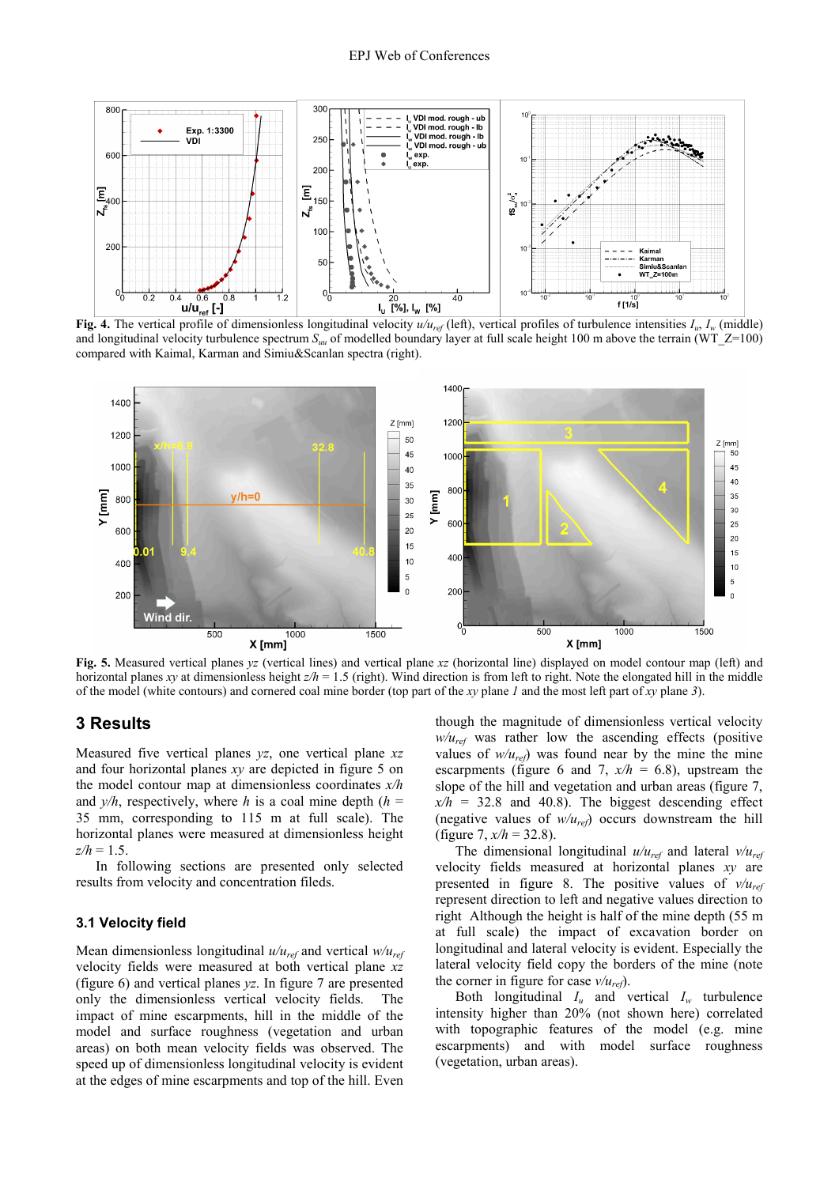**Fig. 4.** The vertical profile of dimensionless longitudinal velocity $u/u_{ref}$ (left), vertical profiles of turbulence intensities $I_u$, $I_w$ (middle) and longitudinal velocity turbulence spectrum $S_{uu}$ of modelled boundary layer at full scale height 100 m above the terrain (WT_Z=100) compared with Kaimal, Karman and Simiu&Scanlan spectra (right).

**Fig. 5.** Measured vertical planes *yz* (vertical lines) and vertical plane *xz* (horizontal line) displayed on model contour map (left) and horizontal planes *xy* at dimensionless height $z/h = 1.5$ (right). Wind direction is from left to right. Note the elongated hill in the middle of the model (white contours) and cornered coal mine border (top part of the *xy* plane *1* and the most left part of *xy* plane *3*).

## 3 Results

Measured five vertical planes *yz*, one vertical plane *xz* and four horizontal planes *xy* are depicted in figure 5 on the model contour map at dimensionless coordinates $x/h$ and $y/h$, respectively, where $h$ is a coal mine depth ($h$ = 35 mm, corresponding to 115 m at full scale). The horizontal planes were measured at dimensionless height $z/h = 1.5$.

In following sections are presented only selected results from velocity and concentration fileds.

### 3.1 Velocity field

Mean dimensionless longitudinal $u/u_{ref}$ and vertical $w/u_{ref}$ velocity fields were measured at both vertical plane *xz* (figure 6) and vertical planes *yz*. In figure 7 are presented only the dimensionless vertical velocity fields. The impact of mine escarpments, hill in the middle of the model and surface roughness (vegetation and urban areas) on both mean velocity fields was observed. The speed up of dimensionless longitudinal velocity is evident at the edges of mine escarpments and top of the hill. Even though the magnitude of dimensionless vertical velocity $w/u_{ref}$ was rather low the ascending effects (positive values of $w/u_{ref}$) was found near by the mine the mine escarpments (figure 6 and 7, $x/h$ = 6.8), upstream the slope of the hill and vegetation and urban areas (figure 7, $x/h$ = 32.8 and 40.8). The biggest descending effect (negative values of $w/u_{ref}$) occurs downstream the hill (figure 7, $x/h = 32.8$).

The dimensional longitudinal $u/u_{ref}$ and lateral $v/u_{ref}$ velocity fields at horizontal planes *xy* are presented in figure 8. The positive values of $v/u_{ref}$ represent direction to left and negative values direction to right. Although the height is half of the mine depth (55 m at full scale) the impact of excavation border on longitudinal and lateral velocity is evident. Especially the lateral velocity field copy the borders of the mine (note the corner in figure for case $v/u_{ref}$).

Both longitudinal $I_u$ and vertical $I_w$ turbulence intensity higher than 20% (not shown here) correlated with topographic features of the model (e.g. mine escarpments) and with model surface roughness (vegetation, urban areas).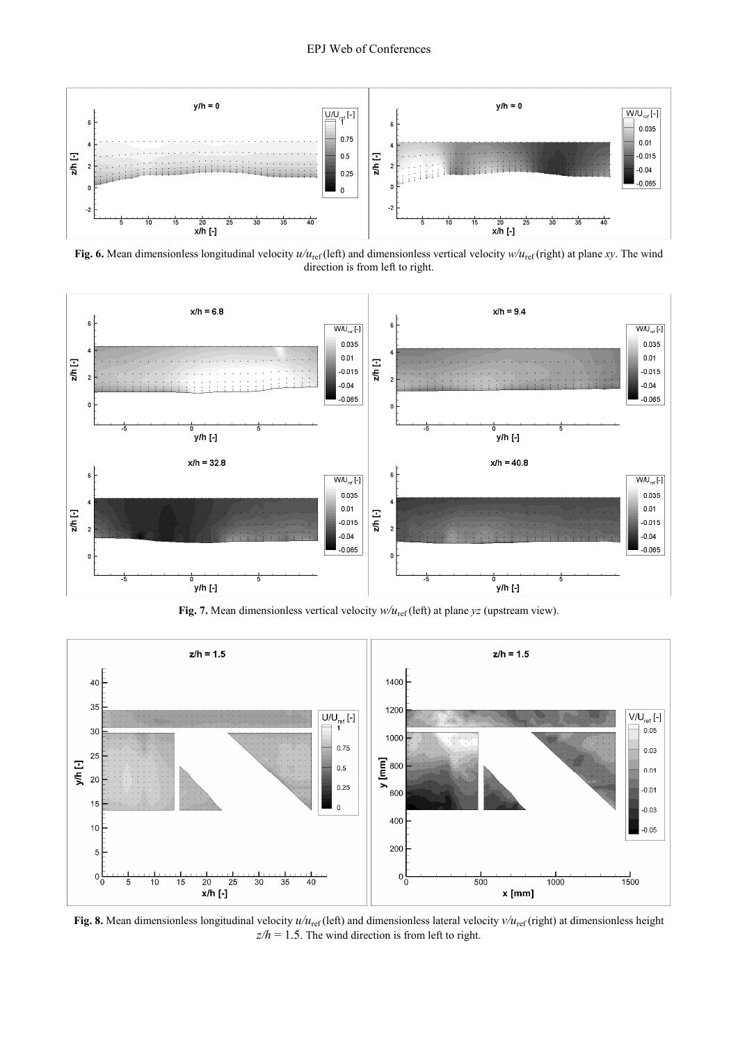**Fig. 6.** Mean dimensionless longitudinal velocity $u/u_{\text{ref}}$ (left) and dimensionless vertical velocity $w/u_{\text{ref}}$ (right) at plane *xy*. The wind direction is from left to right.

**Fig. 7.** Mean dimensionless vertical velocity $w/u_{\text{ref}}$ (left) at plane *yz* (upstream view).

**Fig. 8.** Mean dimensionless longitudinal velocity $u/u_{\text{ref}}$ (left) and dimensionless lateral velocity $v/u_{\text{ref}}$ (right) at dimensionless height $z/h = 1.5$. The wind direction is from left to right.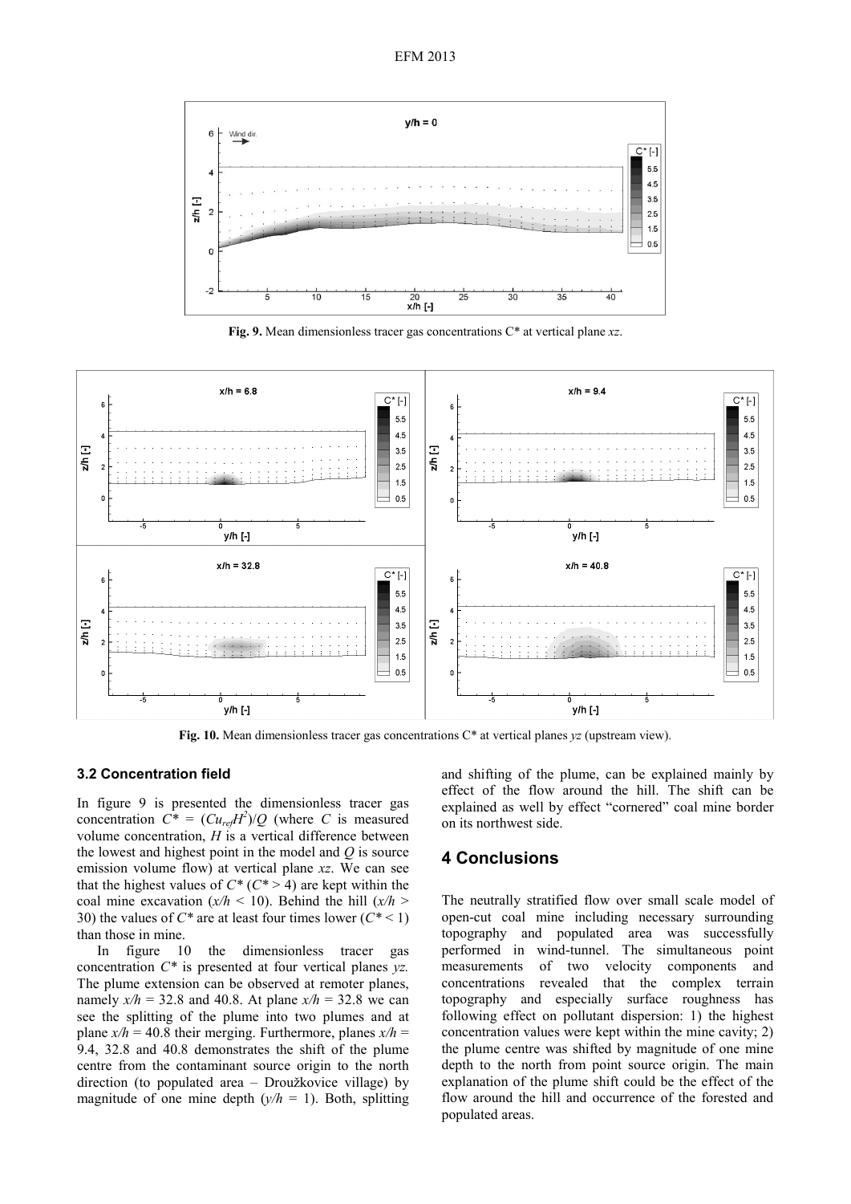**Fig. 9.** Mean dimensionless tracer gas concentrations C* at vertical plane *xz*.

**Fig. 10.** Mean dimensionless tracer gas concentrations C* at vertical planes *yz* (upstream view).

### 3.2 Concentration field

In figure 9 is presented the dimensionless tracer gas concentration $C^* = (Cu_{ref}H^2)/Q$ (where $C$ is measured volume concentration, $H$ is a vertical difference between the lowest and highest point in the model and $Q$ is source emission volume flow) at vertical plane *xz*. We can see that the highest values of $C^*$ ($C^* > 4$) are kept within the coal mine excavation ($x/h < 10$). Behind the hill ($x/h > 30$) the values of $C^*$ are at least four times lower ($C^* < 1$) than those in mine.

In figure 10 the dimensionless tracer gas concentration $C^*$ is presented at four vertical planes *yz*. The plume extension can be observed at remoter planes, namely $x/h = 32.8$ and $40.8$. At plane $x/h = 32.8$ we can see the splitting of the plume into two plumes and at plane $x/h = 40.8$ their merging. Furthermore, planes $x/h = 9.4$, $32.8$ and $40.8$ demonstrates the shift of the plume centre from the contaminant source origin to the north direction (to populated area – Droužkovice village) by magnitude of one mine depth ($y/h = 1$). Both, splitting and shifting of the plume, can be explained mainly by effect of the flow around the hill. The shift can be explained as well by effect "cornered" coal mine border on its northwest side.

## 4 Conclusions

The neutrally stratified flow over small scale model of open-cut coal mine including necessary surrounding topography and populated area was successfully performed in wind-tunnel. The simultaneous point measurements of two velocity components and concentrations revealed that the complex terrain topography and especially surface roughness has following effect on pollutant dispersion: 1) the highest concentration values were kept within the mine cavity; 2) the plume centre was shifted by magnitude of one mine depth to the north from point source origin. The main explanation of the plume shift could be the effect of the flow around the hill and occurrence of the forested and populated areas.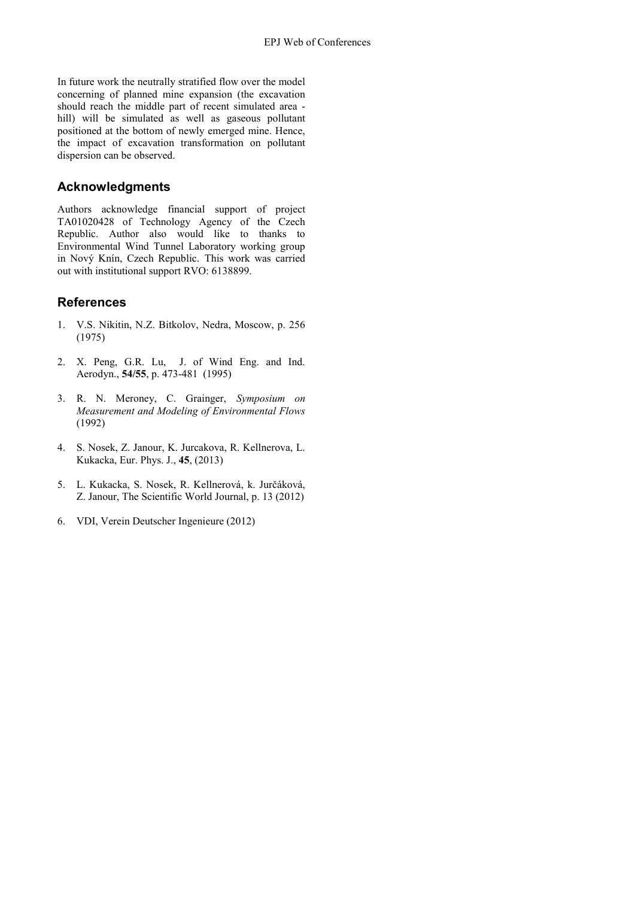In future work the neutrally stratified flow over the model concerning of planned mine expansion (the excavation should reach the middle part of recent simulated area - hill) will be simulated as well as gaseous pollutant positioned at the bottom of newly emerged mine. Hence, the impact of excavation transformation on pollutant dispersion can be observed.

## Acknowledgments

Authors acknowledge financial support of project TA01020428 of Technology Agency of the Czech Republic. Author also would like to thanks to Environmental Wind Tunnel Laboratory working group in Nový Knín, Czech Republic. This work was carried out with institutional support RVO: 6138899.

## References

1. V.S. Nikitin, N.Z. Bitkolov, Nedra, Moscow, p. 256 (1975)
2. X. Peng, G.R. Lu, J. of Wind Eng. and Ind. Aerodyn., **54/55**, p. 473-481 (1995)
3. R. N. Meroney, C. Grainger, *Symposium on Measurement and Modeling of Environmental Flows* (1992)
4. S. Nosek, Z. Janour, K. Jurcakova, R. Kellnerova, L. Kukacka, Eur. Phys. J., **45**, (2013)
5. L. Kukacka, S. Nosek, R. Kellnerová, k. Jurčáková, Z. Janour, The Scientific World Journal, p. 13 (2012)
6. VDI, Verein Deutscher Ingenieure (2012)